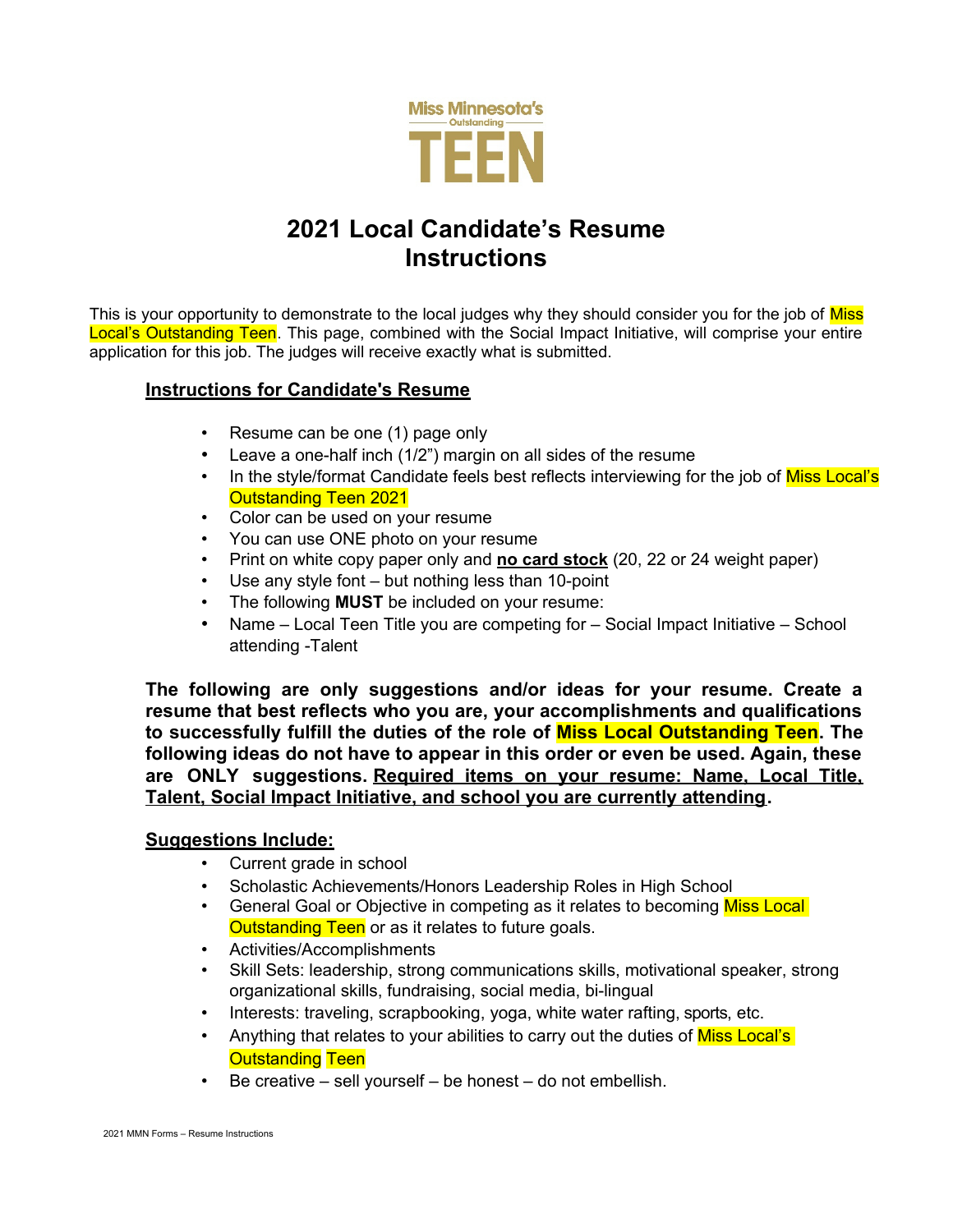Miss Minnesota's Outstanding TEEN

# 2021 Local Candidate's Resume Instructions

This is your opportunity to demonstrate to the local judges why they should consider you for the job of Miss Local's Outstanding Teen. This page, combined with the Social Impact Initiative, will comprise your entire application for this job. The judges will receive exactly what is submitted.

## Instructions for Candidate's Resume

- Resume can be one (1) page only
- Leave a one-half inch (1/2") margin on all sides of the resume
- In the style/format Candidate feels best reflects interviewing for the job of Miss Local's Outstanding Teen 2021
- Color can be used on your resume
- You can use ONE photo on your resume
- Print on white copy paper only and **no card stock** (20, 22 or 24 weight paper)
- Use any style font – but nothing less than 10-point
- The following **MUST** be included on your resume:
- Name – Local Teen Title you are competing for – Social Impact Initiative – School attending -Talent

**The following are only suggestions and/or ideas for your resume. Create a resume that best reflects who you are, your accomplishments and qualifications to successfully fulfill the duties of the role of Miss Local Outstanding Teen. The following ideas do not have to appear in this order or even be used. Again, these are ONLY suggestions. Required items on your resume: Name, Local Title, Talent, Social Impact Initiative, and school you are currently attending.**

## Suggestions Include:

- Current grade in school
- Scholastic Achievements/Honors Leadership Roles in High School
- General Goal or Objective in competing as it relates to becoming Miss Local Outstanding Teen or as it relates to future goals.
- Activities/Accomplishments
- Skill Sets: leadership, strong communications skills, motivational speaker, strong organizational skills, fundraising, social media, bi-lingual
- Interests: traveling, scrapbooking, yoga, white water rafting, sports, etc.
- Anything that relates to your abilities to carry out the duties of Miss Local's Outstanding Teen
- Be creative – sell yourself – be honest – do not embellish.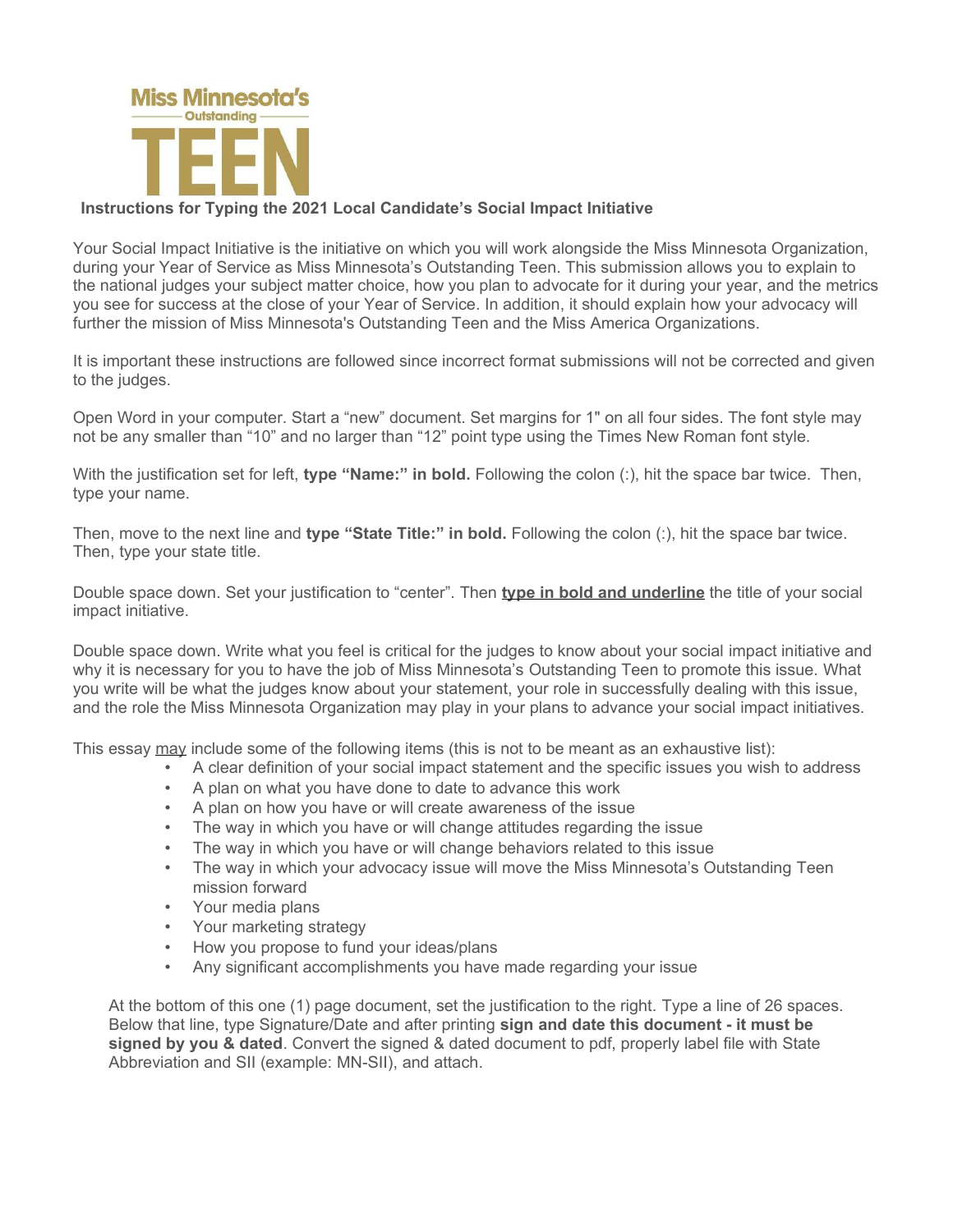Miss Minnesota's Outstanding TEEN

**Instructions for Typing the 2021 Local Candidate's Social Impact Initiative**

Your Social Impact Initiative is the initiative on which you will work alongside the Miss Minnesota Organization, during your Year of Service as Miss Minnesota's Outstanding Teen. This submission allows you to explain to the national judges your subject matter choice, how you plan to advocate for it during your year, and the metrics you see for success at the close of your Year of Service. In addition, it should explain how your advocacy will further the mission of Miss Minnesota's Outstanding Teen and the Miss America Organizations.

It is important these instructions are followed since incorrect format submissions will not be corrected and given to the judges.

Open Word in your computer. Start a "new" document. Set margins for 1" on all four sides. The font style may not be any smaller than "10" and no larger than "12" point type using the Times New Roman font style.

With the justification set for left, **type "Name:" in bold.** Following the colon (:), hit the space bar twice. Then, type your name.

Then, move to the next line and **type "State Title:" in bold.** Following the colon (:), hit the space bar twice. Then, type your state title.

Double space down. Set your justification to "center". Then **<u>type in bold and underline</u>** the title of your social impact initiative.

Double space down. Write what you feel is critical for the judges to know about your social impact initiative and why it is necessary for you to have the job of Miss Minnesota's Outstanding Teen to promote this issue. What you write will be what the judges know about your statement, your role in successfully dealing with this issue, and the role the Miss Minnesota Organization may play in your plans to advance your social impact initiatives.

This essay <u>may</u> include some of the following items (this is not to be meant as an exhaustive list):

- A clear definition of your social impact statement and the specific issues you wish to address
- A plan on what you have done to date to advance this work
- A plan on how you have or will create awareness of the issue
- The way in which you have or will change attitudes regarding the issue
- The way in which you have or will change behaviors related to this issue
- The way in which your advocacy issue will move the Miss Minnesota's Outstanding Teen mission forward
- Your media plans
- Your marketing strategy
- How you propose to fund your ideas/plans
- Any significant accomplishments you have made regarding your issue

At the bottom of this one (1) page document, set the justification to the right. Type a line of 26 spaces. Below that line, type Signature/Date and after printing **sign and date this document - it must be signed by you & dated**. Convert the signed & dated document to pdf, properly label file with State Abbreviation and SII (example: MN-SII), and attach.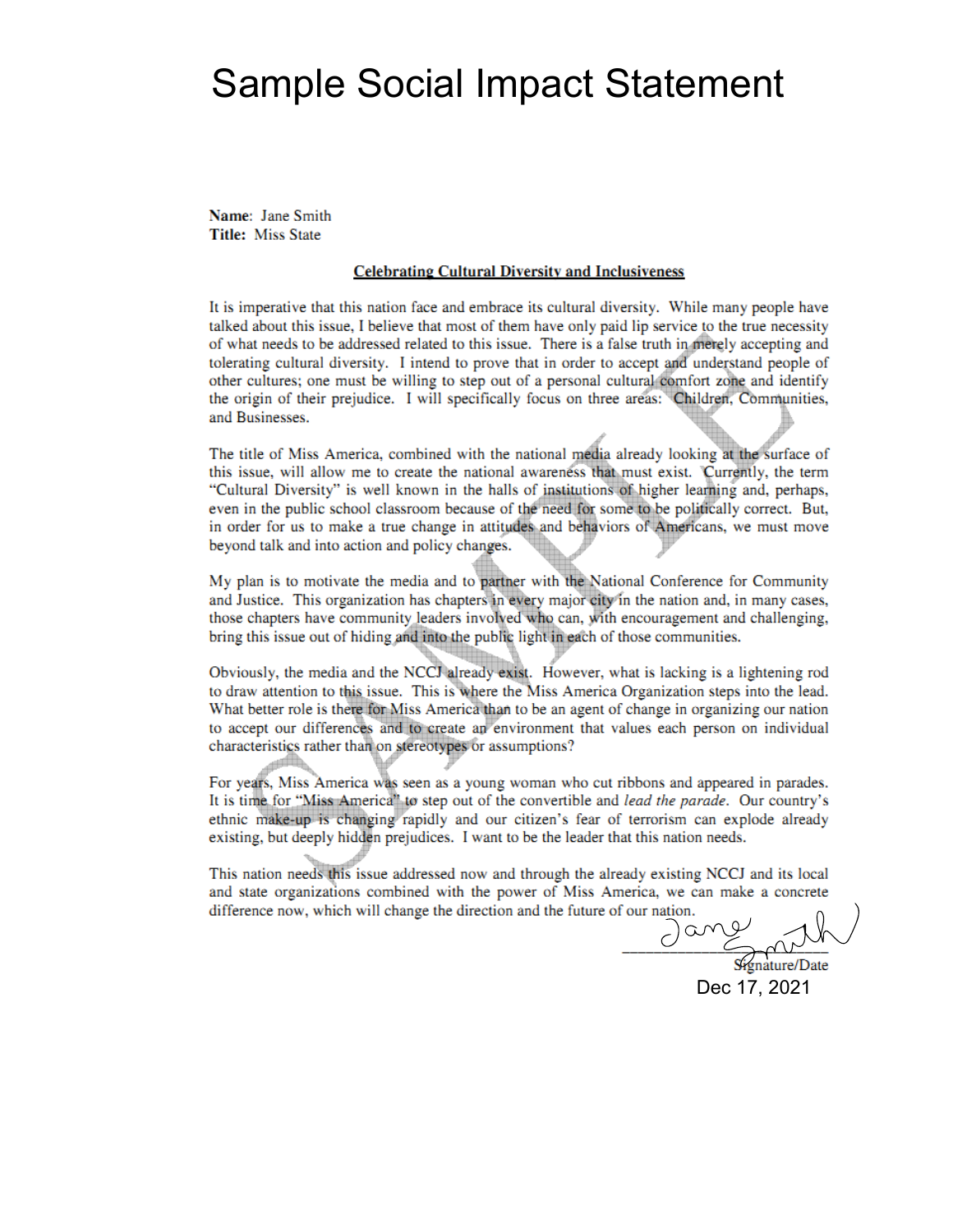# Sample Social Impact Statement

**Name**: Jane Smith
**Title:** Miss State

**Celebrating Cultural Diversity and Inclusiveness**

It is imperative that this nation face and embrace its cultural diversity. While many people have talked about this issue, I believe that most of them have only paid lip service to the true necessity of what needs to be addressed related to this issue. There is a false truth in merely accepting and tolerating cultural diversity. I intend to prove that in order to accept and understand people of other cultures; one must be willing to step out of a personal cultural comfort zone and identify the origin of their prejudice. I will specifically focus on three areas: Children, Communities, and Businesses.

The title of Miss America, combined with the national media already looking at the surface of this issue, will allow me to create the national awareness that must exist. Currently, the term "Cultural Diversity" is well known in the halls of institutions of higher learning and, perhaps, even in the public school classroom because of the need for some to be politically correct. But, in order for us to make a true change in attitudes and behaviors of Americans, we must move beyond talk and into action and policy changes.

My plan is to motivate the media and to partner with the National Conference for Community and Justice. This organization has chapters in every major city in the nation and, in many cases, those chapters have community leaders involved who can, with encouragement and challenging, bring this issue out of hiding and into the public light in each of those communities.

Obviously, the media and the NCCJ already exist. However, what is lacking is a lightening rod to draw attention to this issue. This is where the Miss America Organization steps into the lead. What better role is there for Miss America than to be an agent of change in organizing our nation to accept our differences and to create an environment that values each person on individual characteristics rather than on stereotypes or assumptions?

For years, Miss America was seen as a young woman who cut ribbons and appeared in parades. It is time for "Miss America" to step out of the convertible and *lead the parade*. Our country's ethnic make-up is changing rapidly and our citizen's fear of terrorism can explode already existing, but deeply hidden prejudices. I want to be the leader that this nation needs.

This nation needs this issue addressed now and through the already existing NCCJ and its local and state organizations combined with the power of Miss America, we can make a concrete difference now, which will change the direction and the future of our nation.

Jane Smith
Signature/Date
Dec 17, 2021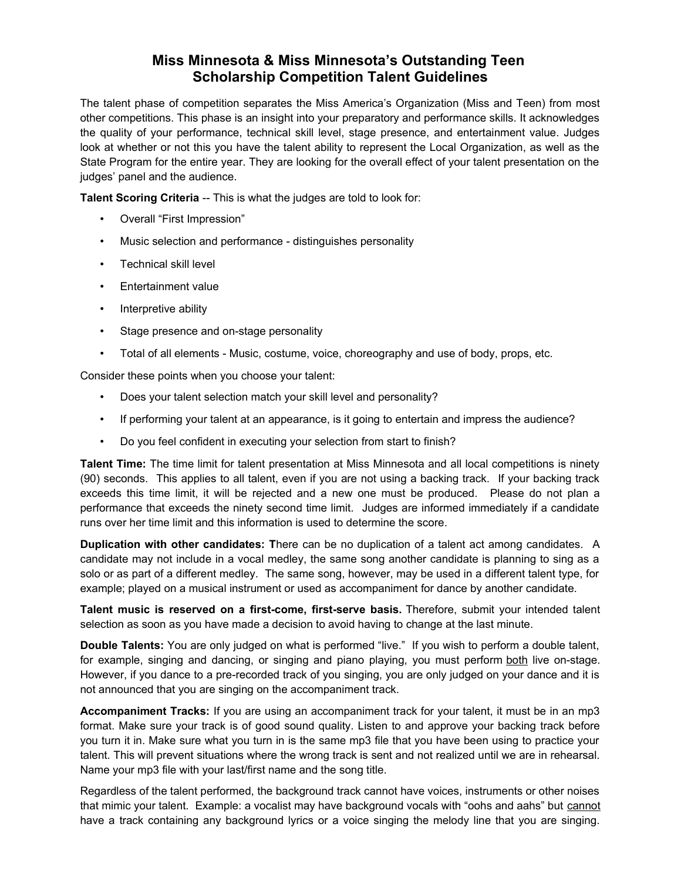# Miss Minnesota & Miss Minnesota's Outstanding Teen Scholarship Competition Talent Guidelines

The talent phase of competition separates the Miss America's Organization (Miss and Teen) from most other competitions. This phase is an insight into your preparatory and performance skills. It acknowledges the quality of your performance, technical skill level, stage presence, and entertainment value. Judges look at whether or not this you have the talent ability to represent the Local Organization, as well as the State Program for the entire year. They are looking for the overall effect of your talent presentation on the judges' panel and the audience.

**Talent Scoring Criteria** -- This is what the judges are told to look for:

- Overall "First Impression"
- Music selection and performance - distinguishes personality
- Technical skill level
- Entertainment value
- Interpretive ability
- Stage presence and on-stage personality
- Total of all elements - Music, costume, voice, choreography and use of body, props, etc.

Consider these points when you choose your talent:

- Does your talent selection match your skill level and personality?
- If performing your talent at an appearance, is it going to entertain and impress the audience?
- Do you feel confident in executing your selection from start to finish?

**Talent Time:** The time limit for talent presentation at Miss Minnesota and all local competitions is ninety (90) seconds. This applies to all talent, even if you are not using a backing track. If your backing track exceeds this time limit, it will be rejected and a new one must be produced. Please do not plan a performance that exceeds the ninety second time limit. Judges are informed immediately if a candidate runs over her time limit and this information is used to determine the score.

**Duplication with other candidates: T**here can be no duplication of a talent act among candidates. A candidate may not include in a vocal medley, the same song another candidate is planning to sing as a solo or as part of a different medley. The same song, however, may be used in a different talent type, for example; played on a musical instrument or used as accompaniment for dance by another candidate.

**Talent music is reserved on a first-come, first-serve basis.** Therefore, submit your intended talent selection as soon as you have made a decision to avoid having to change at the last minute.

**Double Talents:** You are only judged on what is performed "live." If you wish to perform a double talent, for example, singing and dancing, or singing and piano playing, you must perform <u>both</u> live on-stage. However, if you dance to a pre-recorded track of you singing, you are only judged on your dance and it is not announced that you are singing on the accompaniment track.

**Accompaniment Tracks:** If you are using an accompaniment track for your talent, it must be in an mp3 format. Make sure your track is of good sound quality. Listen to and approve your backing track before you turn it in. Make sure what you turn in is the same mp3 file that you have been using to practice your talent. This will prevent situations where the wrong track is sent and not realized until we are in rehearsal. Name your mp3 file with your last/first name and the song title.

Regardless of the talent performed, the background track cannot have voices, instruments or other noises that mimic your talent. Example: a vocalist may have background vocals with "oohs and aahs" but <u>cannot</u> have a track containing any background lyrics or a voice singing the melody line that you are singing.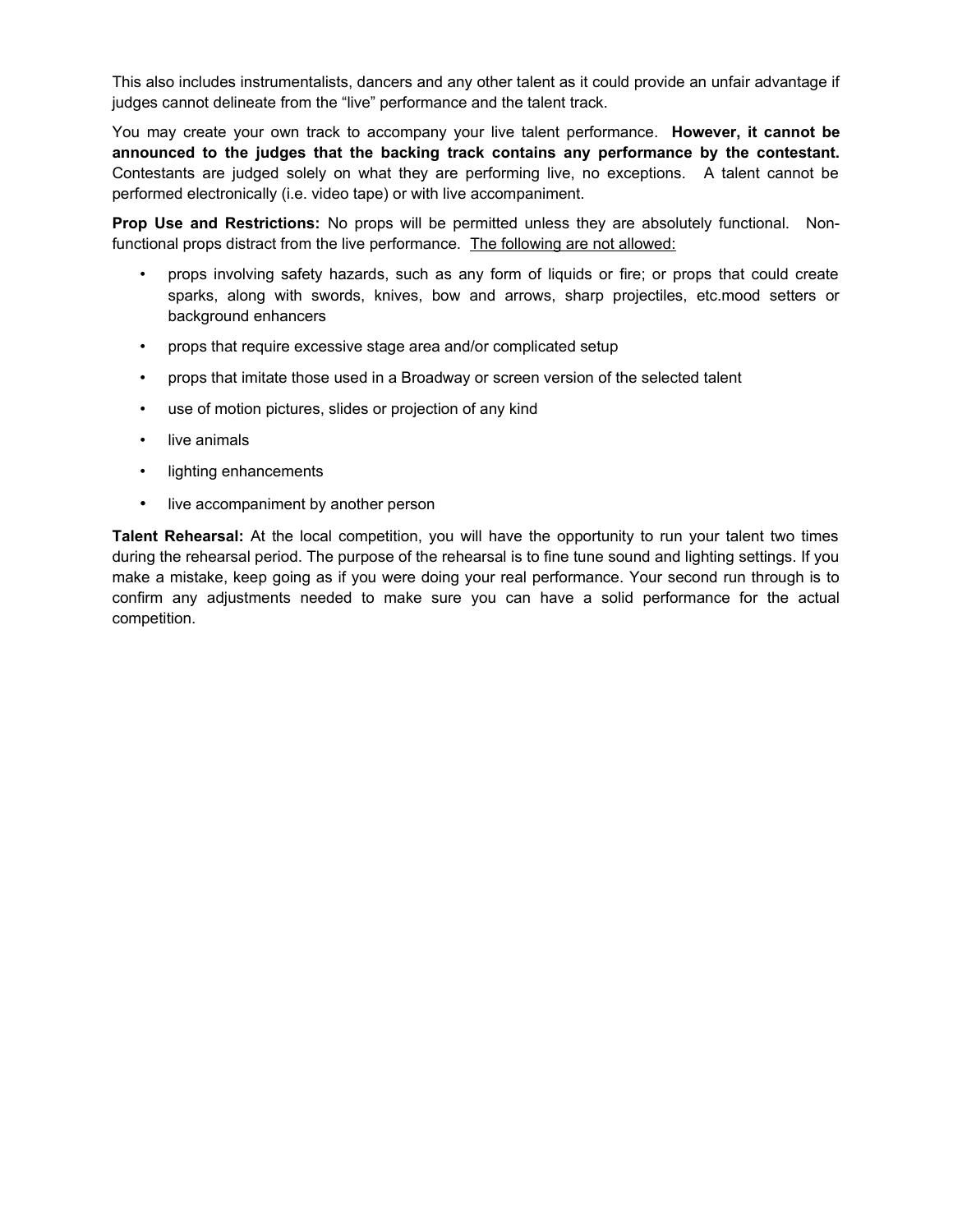This also includes instrumentalists, dancers and any other talent as it could provide an unfair advantage if judges cannot delineate from the "live" performance and the talent track.

You may create your own track to accompany your live talent performance. **However, it cannot be announced to the judges that the backing track contains any performance by the contestant.** Contestants are judged solely on what they are performing live, no exceptions. A talent cannot be performed electronically (i.e. video tape) or with live accompaniment.

**Prop Use and Restrictions:** No props will be permitted unless they are absolutely functional. Non-functional props distract from the live performance. <u>The following are not allowed:</u>

- props involving safety hazards, such as any form of liquids or fire; or props that could create sparks, along with swords, knives, bow and arrows, sharp projectiles, etc.mood setters or background enhancers
- props that require excessive stage area and/or complicated setup
- props that imitate those used in a Broadway or screen version of the selected talent
- use of motion pictures, slides or projection of any kind
- live animals
- lighting enhancements
- live accompaniment by another person

**Talent Rehearsal:** At the local competition, you will have the opportunity to run your talent two times during the rehearsal period. The purpose of the rehearsal is to fine tune sound and lighting settings. If you make a mistake, keep going as if you were doing your real performance. Your second run through is to confirm any adjustments needed to make sure you can have a solid performance for the actual competition.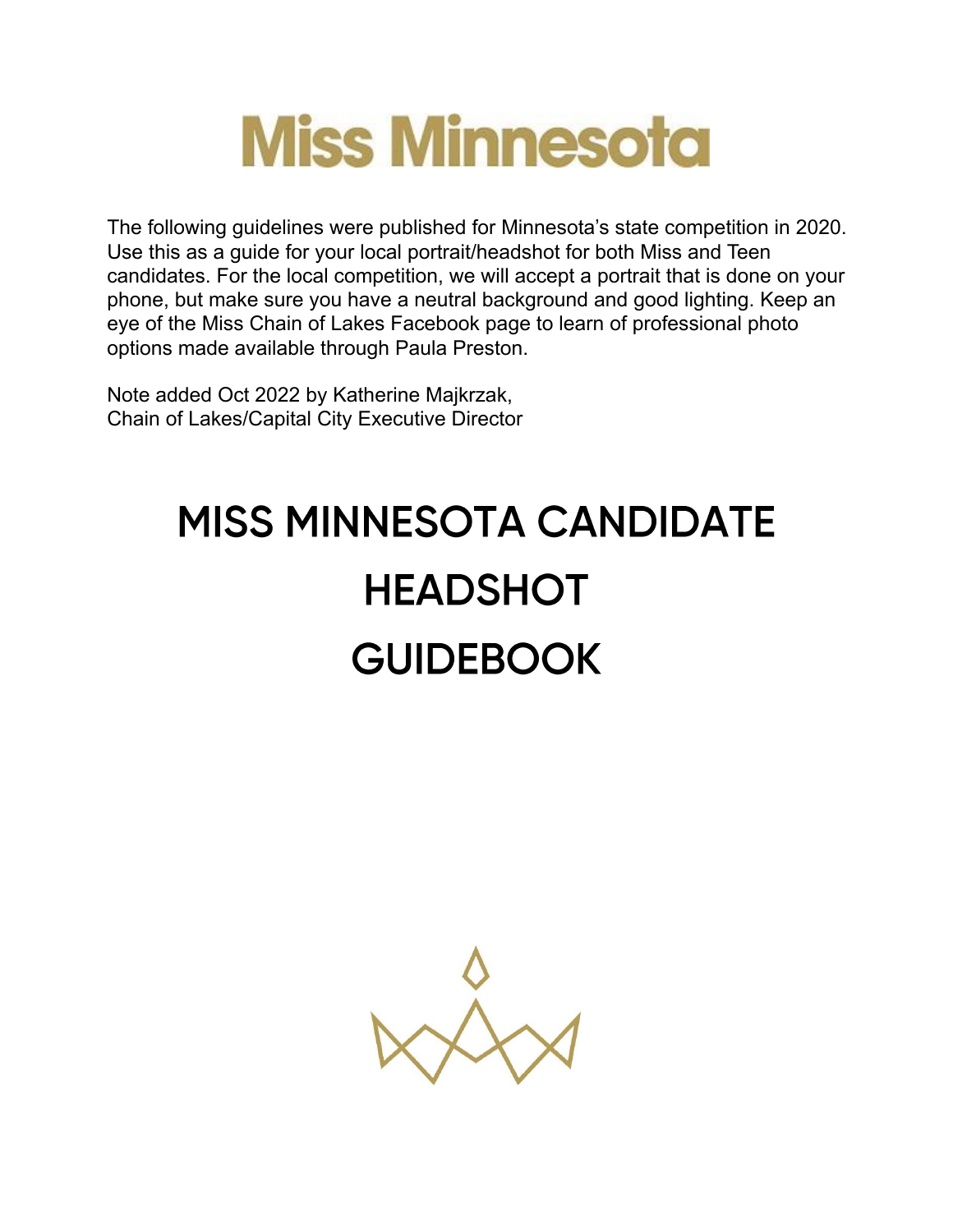# Miss Minnesota

The following guidelines were published for Minnesota's state competition in 2020. Use this as a guide for your local portrait/headshot for both Miss and Teen candidates. For the local competition, we will accept a portrait that is done on your phone, but make sure you have a neutral background and good lighting. Keep an eye of the Miss Chain of Lakes Facebook page to learn of professional photo options made available through Paula Preston.

Note added Oct 2022 by Katherine Majkrzak,
Chain of Lakes/Capital City Executive Director

# MISS MINNESOTA CANDIDATE HEADSHOT GUIDEBOOK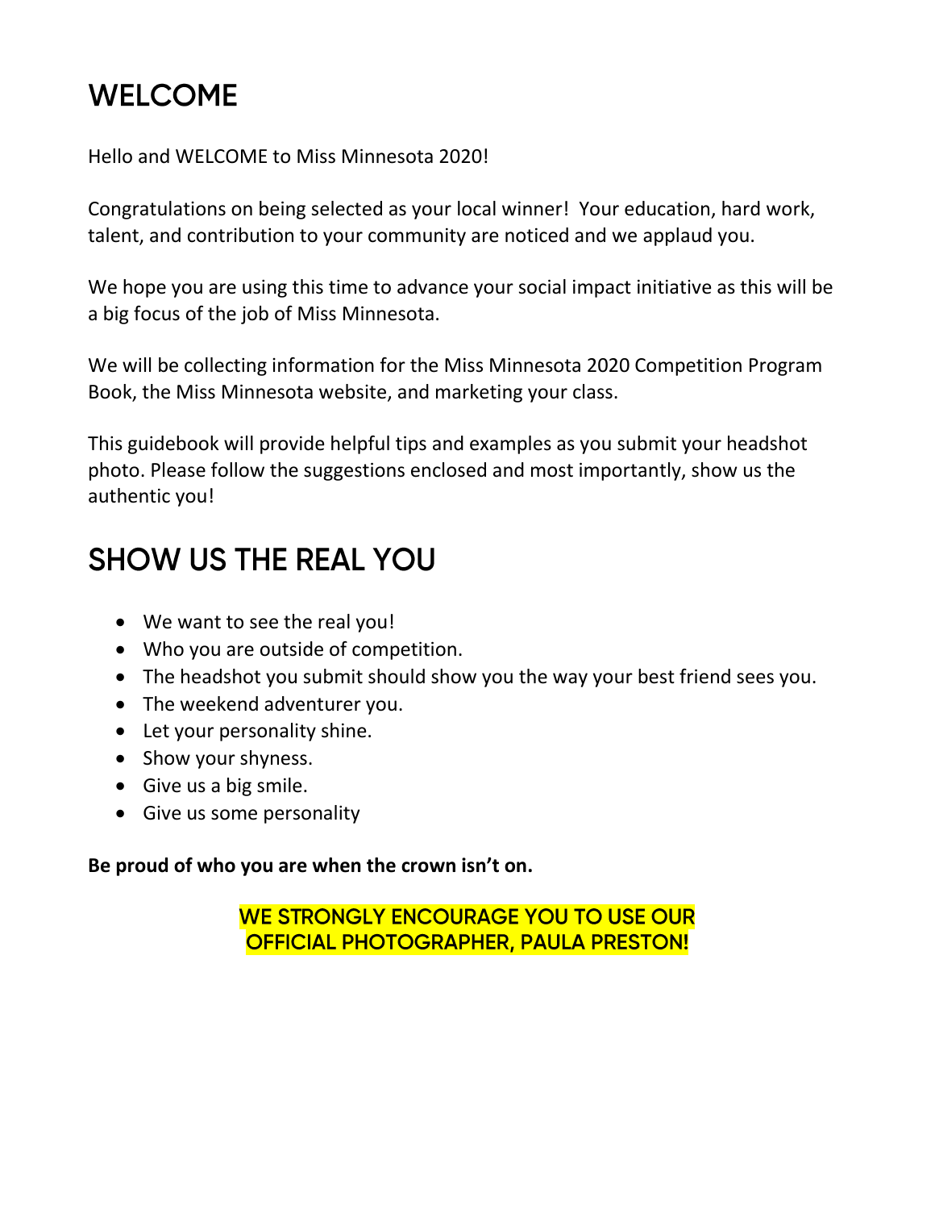# WELCOME

Hello and WELCOME to Miss Minnesota 2020!

Congratulations on being selected as your local winner! Your education, hard work, talent, and contribution to your community are noticed and we applaud you.

We hope you are using this time to advance your social impact initiative as this will be a big focus of the job of Miss Minnesota.

We will be collecting information for the Miss Minnesota 2020 Competition Program Book, the Miss Minnesota website, and marketing your class.

This guidebook will provide helpful tips and examples as you submit your headshot photo. Please follow the suggestions enclosed and most importantly, show us the authentic you!

# SHOW US THE REAL YOU

- We want to see the real you!
- Who you are outside of competition.
- The headshot you submit should show you the way your best friend sees you.
- The weekend adventurer you.
- Let your personality shine.
- Show your shyness.
- Give us a big smile.
- Give us some personality

**Be proud of who you are when the crown isn't on.**

**WE STRONGLY ENCOURAGE YOU TO USE OUR OFFICIAL PHOTOGRAPHER, PAULA PRESTON!**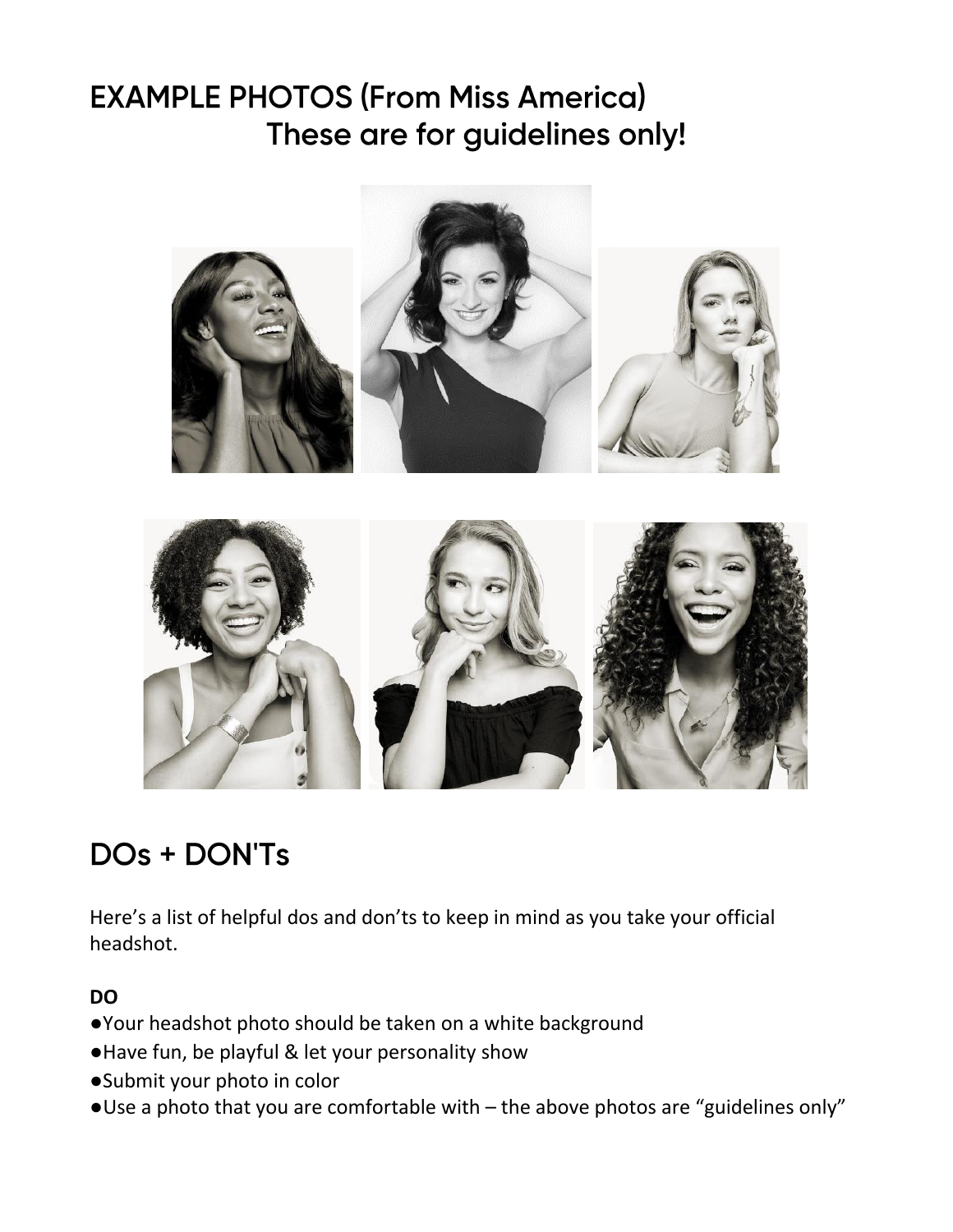## EXAMPLE PHOTOS (From Miss America)
## These are for guidelines only!

## DOs + DON'Ts

Here's a list of helpful dos and don'ts to keep in mind as you take your official headshot.

**DO**

- Your headshot photo should be taken on a white background
- Have fun, be playful & let your personality show
- Submit your photo in color
- Use a photo that you are comfortable with – the above photos are "guidelines only"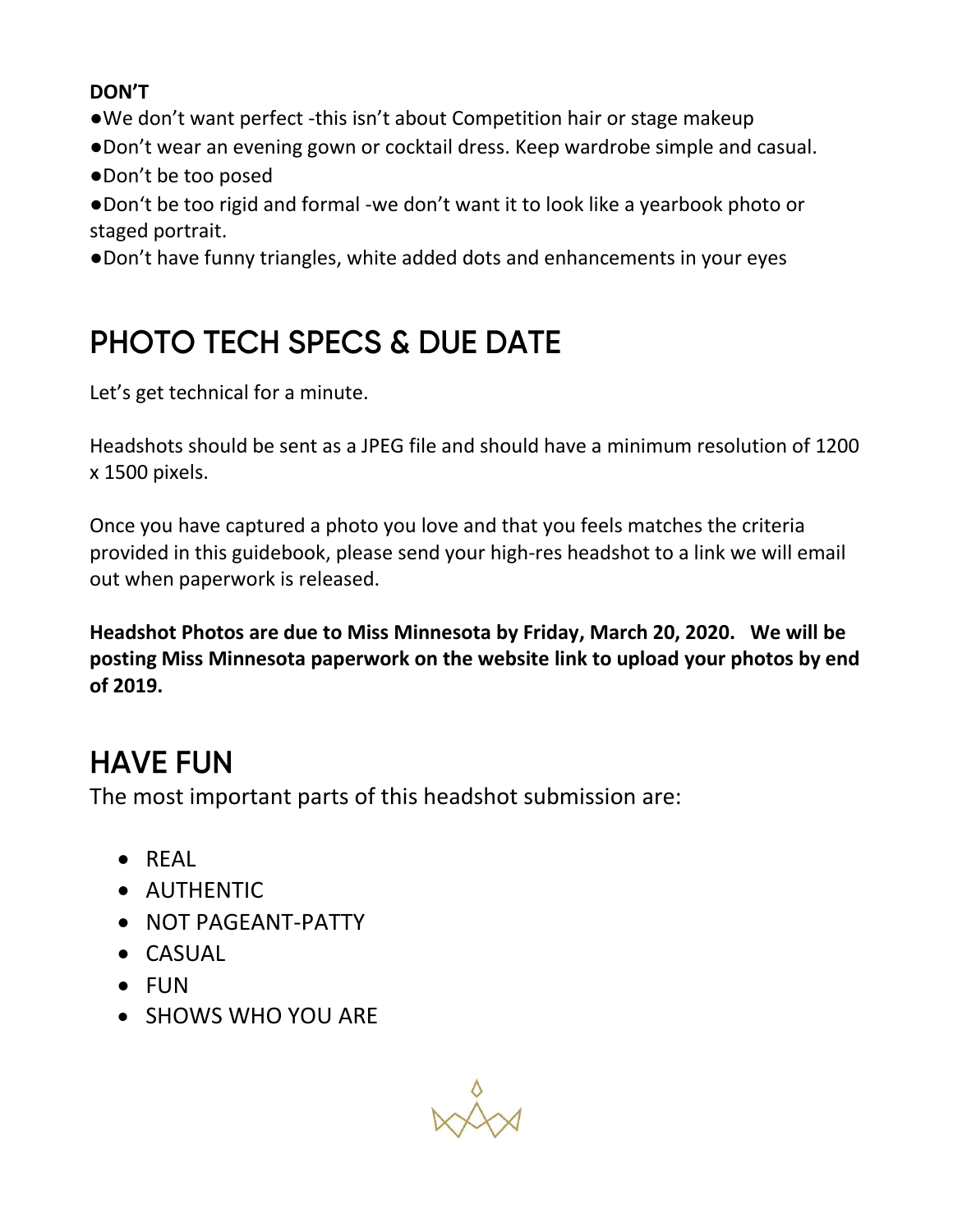**DON'T**

- We don't want perfect -this isn't about Competition hair or stage makeup
- Don't wear an evening gown or cocktail dress. Keep wardrobe simple and casual.
- Don't be too posed
- Don't be too rigid and formal -we don't want it to look like a yearbook photo or staged portrait.
- Don't have funny triangles, white added dots and enhancements in your eyes

## PHOTO TECH SPECS & DUE DATE

Let's get technical for a minute.

Headshots should be sent as a JPEG file and should have a minimum resolution of 1200 x 1500 pixels.

Once you have captured a photo you love and that you feels matches the criteria provided in this guidebook, please send your high-res headshot to a link we will email out when paperwork is released.

**Headshot Photos are due to Miss Minnesota by Friday, March 20, 2020. We will be posting Miss Minnesota paperwork on the website link to upload your photos by end of 2019.**

## HAVE FUN

The most important parts of this headshot submission are:

- REAL
- AUTHENTIC
- NOT PAGEANT-PATTY
- CASUAL
- FUN
- SHOWS WHO YOU ARE